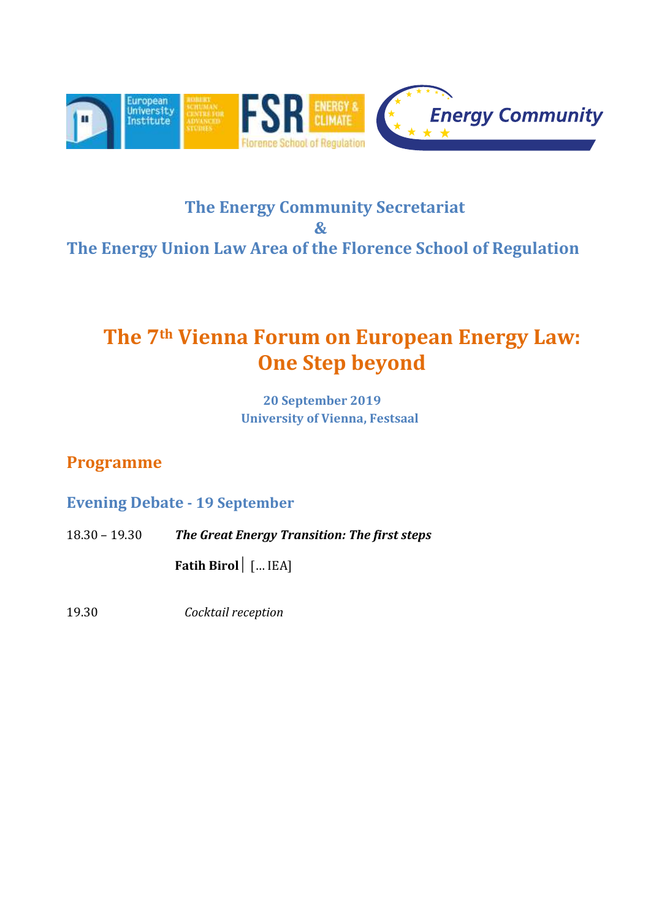The Energy Community Secretariat

&

The Energy Union Law Area of the Florence School of Regulation

# The 7th Vienna Forum on European Energy Law: One Step beyond

**20 September 2019**

**University of Vienna, Festsaal**

## Programme

### Evening Debate - 19 September

18.30 – 19.30 ***The Great Energy Transition: The first steps***

**Fatih Birol** | [… IEA]

19.30 *Cocktail reception*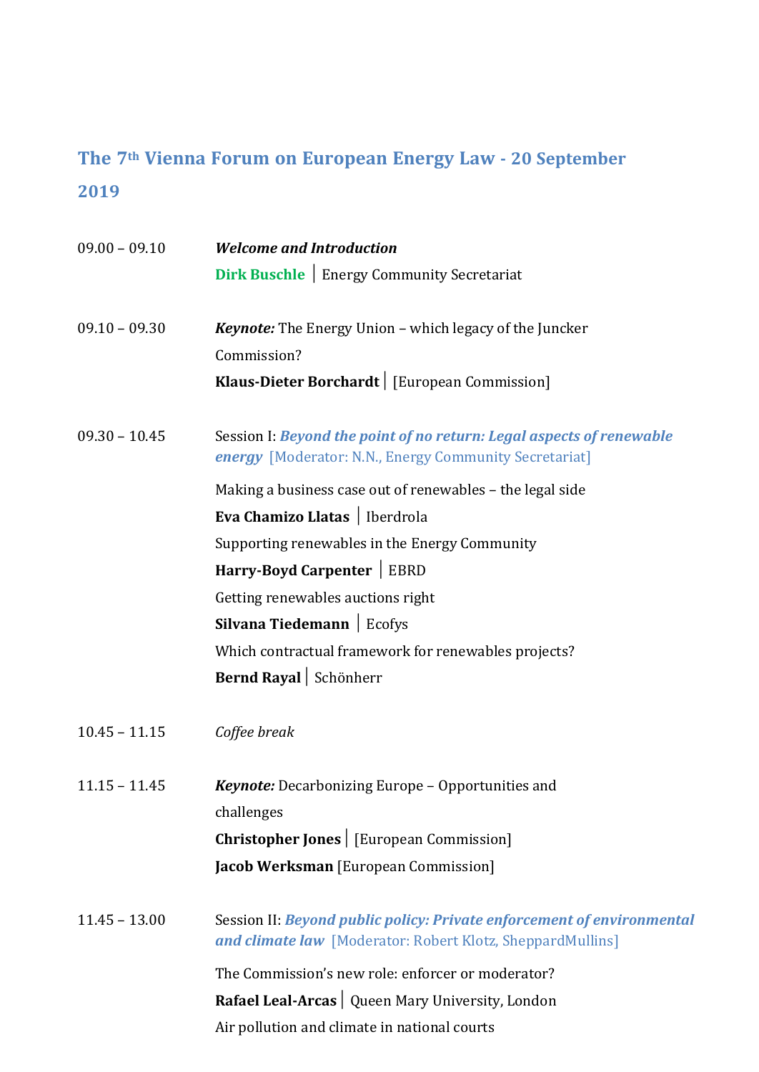# The 7th Vienna Forum on European Energy Law - 20 September 2019

09.00 – 09.10 ***Welcome and Introduction***

**Dirk Buschle** | Energy Community Secretariat

09.10 – 09.30 ***Keynote:*** The Energy Union – which legacy of the Juncker Commission?

**Klaus-Dieter Borchardt** | [European Commission]

09.30 – 10.45 Session I: ***Beyond the point of no return: Legal aspects of renewable energy*** [Moderator: N.N., Energy Community Secretariat]

Making a business case out of renewables – the legal side

**Eva Chamizo Llatas** | Iberdrola

Supporting renewables in the Energy Community

**Harry-Boyd Carpenter** | EBRD

Getting renewables auctions right

**Silvana Tiedemann** | Ecofys

Which contractual framework for renewables projects?

**Bernd Rayal** | Schönherr

10.45 – 11.15 *Coffee break*

11.15 – 11.45 ***Keynote:*** Decarbonizing Europe – Opportunities and challenges

**Christopher Jones** | [European Commission]

**Jacob Werksman** [European Commission]

11.45 – 13.00 Session II: ***Beyond public policy: Private enforcement of environmental and climate law*** [Moderator: Robert Klotz, SheppardMullins]

The Commission's new role: enforcer or moderator?

**Rafael Leal-Arcas** | Queen Mary University, London

Air pollution and climate in national courts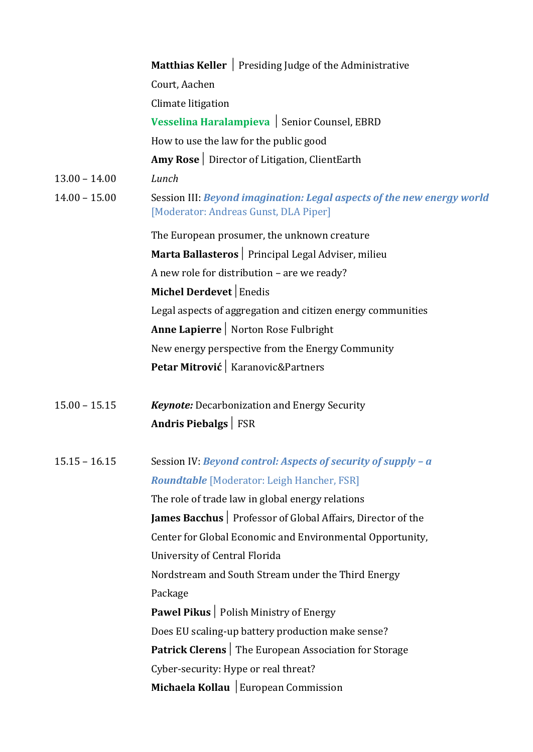| | |
|---|---|
| | **Matthias Keller** │ Presiding Judge of the Administrative Court, Aachen |
| | Climate litigation |
| | **Vesselina Haralampieva** │ Senior Counsel, EBRD |
| | How to use the law for the public good |
| | **Amy Rose** │ Director of Litigation, ClientEarth |
| 13.00 – 14.00 | *Lunch* |
| 14.00 – 15.00 | Session III: ***Beyond imagination: Legal aspects of the new energy world*** [Moderator: Andreas Gunst, DLA Piper] |
| | The European prosumer, the unknown creature |
| | **Marta Ballasteros** │ Principal Legal Adviser, milieu |
| | A new role for distribution – are we ready? |
| | **Michel Derdevet** │Enedis |
| | Legal aspects of aggregation and citizen energy communities |
| | **Anne Lapierre** │ Norton Rose Fulbright |
| | New energy perspective from the Energy Community |
| | **Petar Mitrović** │ Karanovic&Partners |
| 15.00 – 15.15 | ***Keynote:*** Decarbonization and Energy Security |
| | **Andris Piebalgs** │ FSR |
| 15.15 – 16.15 | Session IV: ***Beyond control: Aspects of security of supply – a Roundtable*** [Moderator: Leigh Hancher, FSR] |
| | The role of trade law in global energy relations |
| | **James Bacchus** │ Professor of Global Affairs, Director of the Center for Global Economic and Environmental Opportunity, University of Central Florida |
| | Nordstream and South Stream under the Third Energy Package |
| | **Pawel Pikus** │ Polish Ministry of Energy |
| | Does EU scaling-up battery production make sense? |
| | **Patrick Clerens** │ The European Association for Storage |
| | Cyber-security: Hype or real threat? |
| | **Michaela Kollau** │European Commission |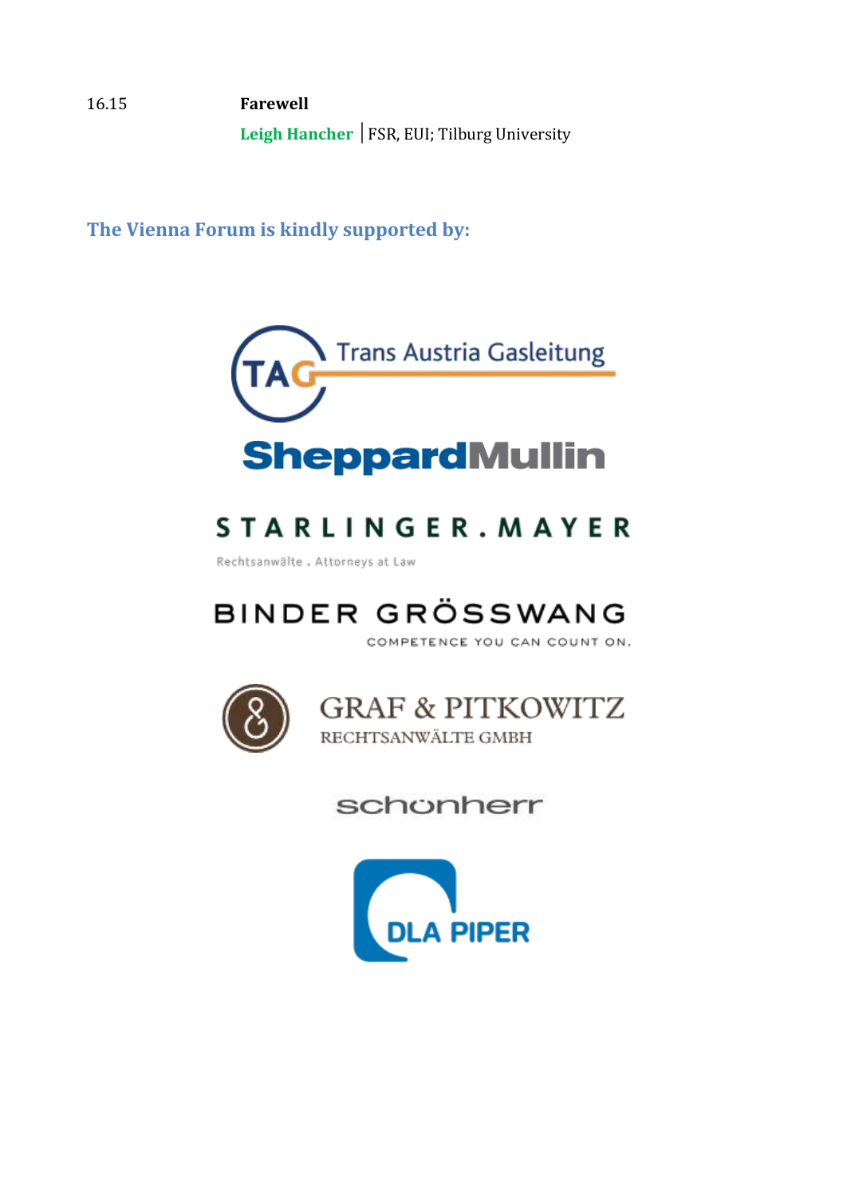| | | |
|---|---|---|
| 16.15 | **Farewell** | |
| | **Leigh Hancher** │ FSR, EUI; Tilburg University | |

## The Vienna Forum is kindly supported by:

TAG Trans Austria Gasleitung

SheppardMullin

STARLINGER.MAYER

Rechtsanwälte . Attorneys at Law

BINDER GRÖSSWANG

COMPETENCE YOU CAN COUNT ON.

GRAF & PITKOWITZ

RECHTSANWÄLTE GMBH

schonherr

DLA PIPER